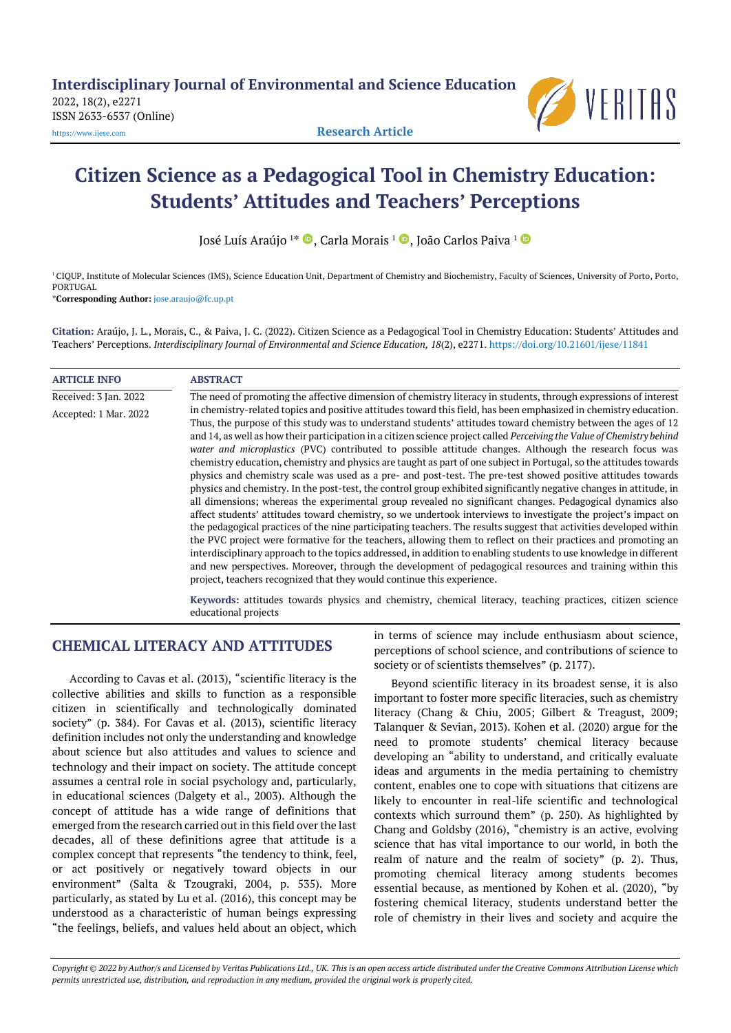Interdisciplinary Journal of Environmental and Science Education
2022, 18(2), e2271
ISSN 2633-6537 (Online)
https://www.ijese.com

Research Article

# Citizen Science as a Pedagogical Tool in Chemistry Education: Students' Attitudes and Teachers' Perceptions

José Luís Araújo [1*], Carla Morais [1], João Carlos Paiva [1]

[1] CIQUP, Institute of Molecular Sciences (IMS), Science Education Unit, Department of Chemistry and Biochemistry, Faculty of Sciences, University of Porto, Porto, PORTUGAL

*Corresponding Author: jose.araujo@fc.up.pt

**Citation:** Araújo, J. L., Morais, C., & Paiva, J. C. (2022). Citizen Science as a Pedagogical Tool in Chemistry Education: Students' Attitudes and Teachers' Perceptions. *Interdisciplinary Journal of Environmental and Science Education, 18*(2), e2271. https://doi.org/10.21601/ijese/11841

**ARTICLE INFO**

Received: 3 Jan. 2022

Accepted: 1 Mar. 2022

**ABSTRACT**

The need of promoting the affective dimension of chemistry literacy in students, through expressions of interest in chemistry-related topics and positive attitudes toward this field, has been emphasized in chemistry education. Thus, the purpose of this study was to understand students' attitudes toward chemistry between the ages of 12 and 14, as well as how their participation in a citizen science project called *Perceiving the Value of Chemistry behind water and microplastics* (PVC) contributed to possible attitude changes. Although the research focus was chemistry education, chemistry and physics are taught as part of one subject in Portugal, so the attitudes towards physics and chemistry scale was used as a pre- and post-test. The pre-test showed positive attitudes towards physics and chemistry. In the post-test, the control group exhibited significantly negative changes in attitude, in all dimensions; whereas the experimental group revealed no significant changes. Pedagogical dynamics also affect students' attitudes toward chemistry, so we undertook interviews to investigate the project's impact on the pedagogical practices of the nine participating teachers. The results suggest that activities developed within the PVC project were formative for the teachers, allowing them to reflect on their practices and promoting an interdisciplinary approach to the topics addressed, in addition to enabling students to use knowledge in different and new perspectives. Moreover, through the development of pedagogical resources and training within this project, teachers recognized that they would continue this experience.

**Keywords:** attitudes towards physics and chemistry, chemical literacy, teaching practices, citizen science educational projects

## CHEMICAL LITERACY AND ATTITUDES

According to Cavas et al. (2013), "scientific literacy is the collective abilities and skills to function as a responsible citizen in scientifically and technologically dominated society" (p. 384). For Cavas et al. (2013), scientific literacy definition includes not only the understanding and knowledge about science but also attitudes and values to science and technology and their impact on society. The attitude concept assumes a central role in social psychology and, particularly, in educational sciences (Dalgety et al., 2003). Although the concept of attitude has a wide range of definitions that emerged from the research carried out in this field over the last decades, all of these definitions agree that attitude is a complex concept that represents "the tendency to think, feel, or act positively or negatively toward objects in our environment" (Salta & Tzougraki, 2004, p. 535). More particularly, as stated by Lu et al. (2016), this concept may be understood as a characteristic of human beings expressing "the feelings, beliefs, and values held about an object, which in terms of science may include enthusiasm about science, perceptions of school science, and contributions of science to society or of scientists themselves" (p. 2177).

Beyond scientific literacy in its broadest sense, it is also important to foster more specific literacies, such as chemistry literacy (Chang & Chiu, 2005; Gilbert & Treagust, 2009; Talanquer & Sevian, 2013). Kohen et al. (2020) argue for the need to promote students' chemical literacy because developing an "ability to understand, and critically evaluate ideas and arguments in the media pertaining to chemistry content, enables one to cope with situations that citizens are likely to encounter in real-life scientific and technological contexts which surround them" (p. 250). As highlighted by Chang and Goldsby (2016), "chemistry is an active, evolving science that has vital importance to our world, in both the realm of nature and the realm of society" (p. 2). Thus, promoting chemical literacy among students becomes essential because, as mentioned by Kohen et al. (2020), "by fostering chemical literacy, students understand better the role of chemistry in their lives and society and acquire the

*Copyright © 2022 by Author/s and Licensed by Veritas Publications Ltd., UK. This is an open access article distributed under the Creative Commons Attribution License which permits unrestricted use, distribution, and reproduction in any medium, provided the original work is properly cited.*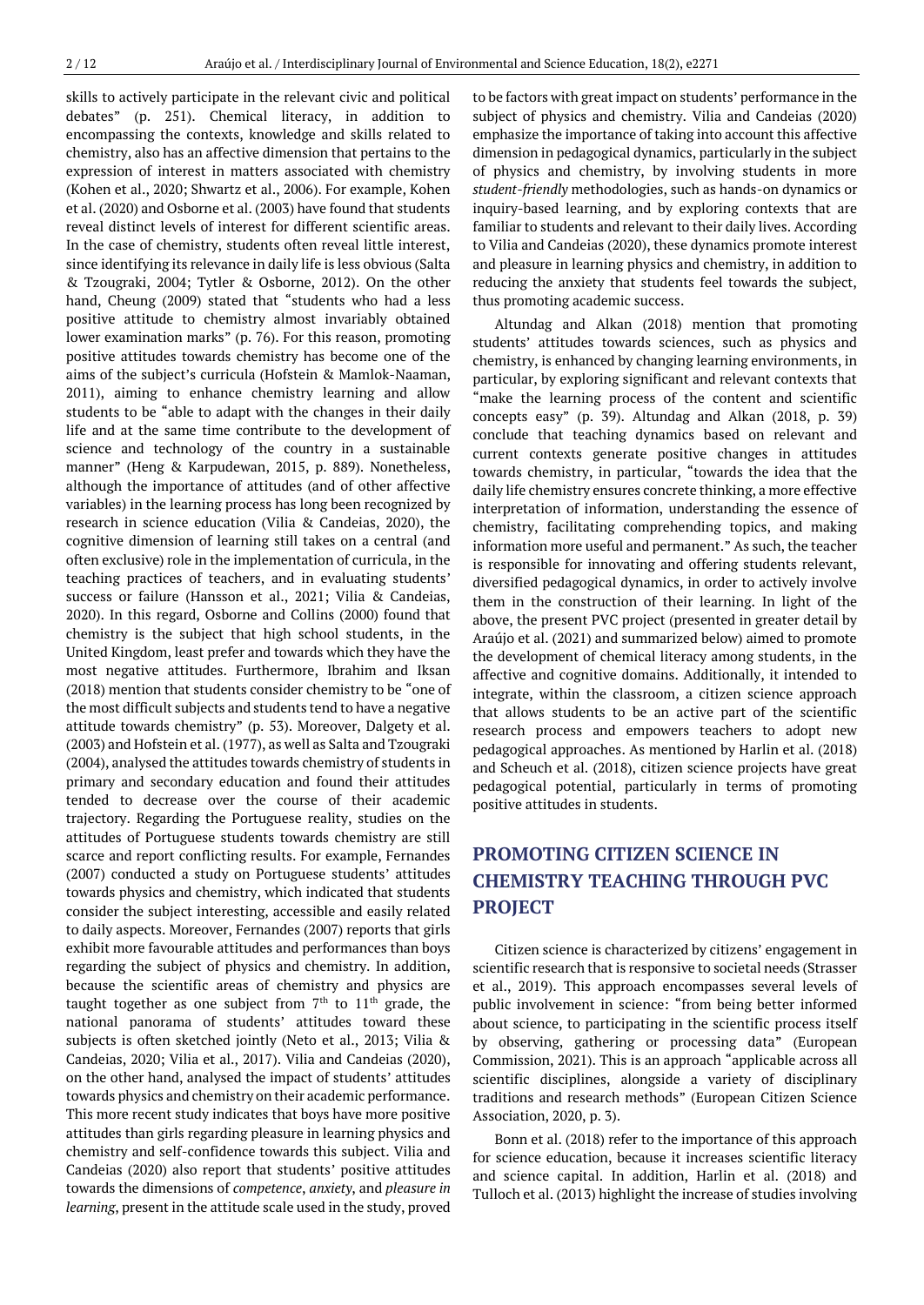skills to actively participate in the relevant civic and political debates" (p. 251). Chemical literacy, in addition to encompassing the contexts, knowledge and skills related to chemistry, also has an affective dimension that pertains to the expression of interest in matters associated with chemistry (Kohen et al., 2020; Shwartz et al., 2006). For example, Kohen et al. (2020) and Osborne et al. (2003) have found that students reveal distinct levels of interest for different scientific areas. In the case of chemistry, students often reveal little interest, since identifying its relevance in daily life is less obvious (Salta & Tzougraki, 2004; Tytler & Osborne, 2012). On the other hand, Cheung (2009) stated that "students who had a less positive attitude to chemistry almost invariably obtained lower examination marks" (p. 76). For this reason, promoting positive attitudes towards chemistry has become one of the aims of the subject's curricula (Hofstein & Mamlok-Naaman, 2011), aiming to enhance chemistry learning and allow students to be "able to adapt with the changes in their daily life and at the same time contribute to the development of science and technology of the country in a sustainable manner" (Heng & Karpudewan, 2015, p. 889). Nonetheless, although the importance of attitudes (and of other affective variables) in the learning process has long been recognized by research in science education (Vilia & Candeias, 2020), the cognitive dimension of learning still takes on a central (and often exclusive) role in the implementation of curricula, in the teaching practices of teachers, and in evaluating students' success or failure (Hansson et al., 2021; Vilia & Candeias, 2020). In this regard, Osborne and Collins (2000) found that chemistry is the subject that high school students, in the United Kingdom, least prefer and towards which they have the most negative attitudes. Furthermore, Ibrahim and Iksan (2018) mention that students consider chemistry to be "one of the most difficult subjects and students tend to have a negative attitude towards chemistry" (p. 53). Moreover, Dalgety et al. (2003) and Hofstein et al. (1977), as well as Salta and Tzougraki (2004), analysed the attitudes towards chemistry of students in primary and secondary education and found their attitudes tended to decrease over the course of their academic trajectory. Regarding the Portuguese reality, studies on the attitudes of Portuguese students towards chemistry are still scarce and report conflicting results. For example, Fernandes (2007) conducted a study on Portuguese students' attitudes towards physics and chemistry, which indicated that students consider the subject interesting, accessible and easily related to daily aspects. Moreover, Fernandes (2007) reports that girls exhibit more favourable attitudes and performances than boys regarding the subject of physics and chemistry. In addition, because the scientific areas of chemistry and physics are taught together as one subject from 7th to 11th grade, the national panorama of students' attitudes toward these subjects is often sketched jointly (Neto et al., 2013; Vilia & Candeias, 2020; Vilia et al., 2017). Vilia and Candeias (2020), on the other hand, analysed the impact of students' attitudes towards physics and chemistry on their academic performance. This more recent study indicates that boys have more positive attitudes than girls regarding pleasure in learning physics and chemistry and self-confidence towards this subject. Vilia and Candeias (2020) also report that students' positive attitudes towards the dimensions of *competence*, *anxiety*, and *pleasure in learning*, present in the attitude scale used in the study, proved to be factors with great impact on students' performance in the subject of physics and chemistry. Vilia and Candeias (2020) emphasize the importance of taking into account this affective dimension in pedagogical dynamics, particularly in the subject of physics and chemistry, by involving students in more *student-friendly* methodologies, such as hands-on dynamics or inquiry-based learning, and by exploring contexts that are familiar to students and relevant to their daily lives. According to Vilia and Candeias (2020), these dynamics promote interest and pleasure in learning physics and chemistry, in addition to reducing the anxiety that students feel towards the subject, thus promoting academic success.

Altundag and Alkan (2018) mention that promoting students' attitudes towards sciences, such as physics and chemistry, is enhanced by changing learning environments, in particular, by exploring significant and relevant contexts that "make the learning process of the content and scientific concepts easy" (p. 39). Altundag and Alkan (2018, p. 39) conclude that teaching dynamics based on relevant and current contexts generate positive changes in attitudes towards chemistry, in particular, "towards the idea that the daily life chemistry ensures concrete thinking, a more effective interpretation of information, understanding the essence of chemistry, facilitating comprehending topics, and making information more useful and permanent." As such, the teacher is responsible for innovating and offering students relevant, diversified pedagogical dynamics, in order to actively involve them in the construction of their learning. In light of the above, the present PVC project (presented in greater detail by Araújo et al. (2021) and summarized below) aimed to promote the development of chemical literacy among students, in the affective and cognitive domains. Additionally, it intended to integrate, within the classroom, a citizen science approach that allows students to be an active part of the scientific research process and empowers teachers to adopt new pedagogical approaches. As mentioned by Harlin et al. (2018) and Scheuch et al. (2018), citizen science projects have great pedagogical potential, particularly in terms of promoting positive attitudes in students.

## PROMOTING CITIZEN SCIENCE IN CHEMISTRY TEACHING THROUGH PVC PROJECT

Citizen science is characterized by citizens' engagement in scientific research that is responsive to societal needs (Strasser et al., 2019). This approach encompasses several levels of public involvement in science: "from being better informed about science, to participating in the scientific process itself by observing, gathering or processing data" (European Commission, 2021). This is an approach "applicable across all scientific disciplines, alongside a variety of disciplinary traditions and research methods" (European Citizen Science Association, 2020, p. 3).

Bonn et al. (2018) refer to the importance of this approach for science education, because it increases scientific literacy and science capital. In addition, Harlin et al. (2018) and Tulloch et al. (2013) highlight the increase of studies involving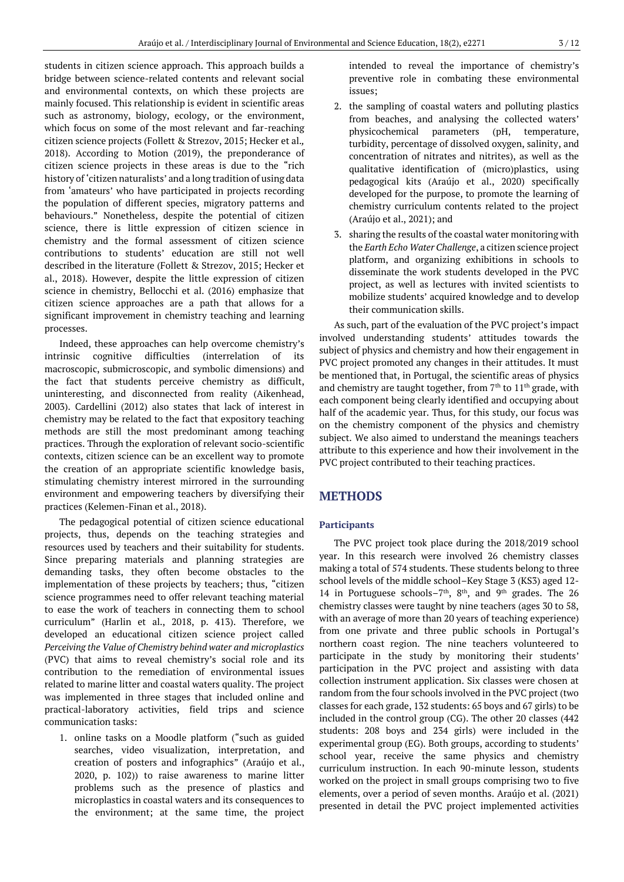students in citizen science approach. This approach builds a bridge between science-related contents and relevant social and environmental contexts, on which these projects are mainly focused. This relationship is evident in scientific areas such as astronomy, biology, ecology, or the environment, which focus on some of the most relevant and far-reaching citizen science projects (Follett & Strezov, 2015; Hecker et al., 2018). According to Motion (2019), the preponderance of citizen science projects in these areas is due to the "rich history of 'citizen naturalists' and a long tradition of using data from 'amateurs' who have participated in projects recording the population of different species, migratory patterns and behaviours." Nonetheless, despite the potential of citizen science, there is little expression of citizen science in chemistry and the formal assessment of citizen science contributions to students' education are still not well described in the literature (Follett & Strezov, 2015; Hecker et al., 2018). However, despite the little expression of citizen science in chemistry, Bellocchi et al. (2016) emphasize that citizen science approaches are a path that allows for a significant improvement in chemistry teaching and learning processes.

Indeed, these approaches can help overcome chemistry's intrinsic cognitive difficulties (interrelation of its macroscopic, submicroscopic, and symbolic dimensions) and the fact that students perceive chemistry as difficult, uninteresting, and disconnected from reality (Aikenhead, 2003). Cardellini (2012) also states that lack of interest in chemistry may be related to the fact that expository teaching methods are still the most predominant among teaching practices. Through the exploration of relevant socio-scientific contexts, citizen science can be an excellent way to promote the creation of an appropriate scientific knowledge basis, stimulating chemistry interest mirrored in the surrounding environment and empowering teachers by diversifying their practices (Kelemen-Finan et al., 2018).

The pedagogical potential of citizen science educational projects, thus, depends on the teaching strategies and resources used by teachers and their suitability for students. Since preparing materials and planning strategies are demanding tasks, they often become obstacles to the implementation of these projects by teachers; thus, "citizen science programmes need to offer relevant teaching material to ease the work of teachers in connecting them to school curriculum" (Harlin et al., 2018, p. 413). Therefore, we developed an educational citizen science project called *Perceiving the Value of Chemistry behind water and microplastics* (PVC) that aims to reveal chemistry's social role and its contribution to the remediation of environmental issues related to marine litter and coastal waters quality. The project was implemented in three stages that included online and practical-laboratory activities, field trips and science communication tasks:

1. online tasks on a Moodle platform ("such as guided searches, video visualization, interpretation, and creation of posters and infographics" (Araújo et al., 2020, p. 102)) to raise awareness to marine litter problems such as the presence of plastics and microplastics in coastal waters and its consequences to the environment; at the same time, the project intended to reveal the importance of chemistry's preventive role in combating these environmental issues;
2. the sampling of coastal waters and polluting plastics from beaches, and analysing the collected waters' physicochemical parameters (pH, temperature, turbidity, percentage of dissolved oxygen, salinity, and concentration of nitrates and nitrites), as well as the qualitative identification of (micro)plastics, using pedagogical kits (Araújo et al., 2020) specifically developed for the purpose, to promote the learning of chemistry curriculum contents related to the project (Araújo et al., 2021); and
3. sharing the results of the coastal water monitoring with the *Earth Echo Water Challenge*, a citizen science project platform, and organizing exhibitions in schools to disseminate the work students developed in the PVC project, as well as lectures with invited scientists to mobilize students' acquired knowledge and to develop their communication skills.

As such, part of the evaluation of the PVC project's impact involved understanding students' attitudes towards the subject of physics and chemistry and how their engagement in PVC project promoted any changes in their attitudes. It must be mentioned that, in Portugal, the scientific areas of physics and chemistry are taught together, from 7th to 11th grade, with each component being clearly identified and occupying about half of the academic year. Thus, for this study, our focus was on the chemistry component of the physics and chemistry subject. We also aimed to understand the meanings teachers attribute to this experience and how their involvement in the PVC project contributed to their teaching practices.

## METHODS

### Participants

The PVC project took place during the 2018/2019 school year. In this research were involved 26 chemistry classes making a total of 574 students. These students belong to three school levels of the middle school–Key Stage 3 (KS3) aged 12-14 in Portuguese schools–7th, 8th, and 9th grades. The 26 chemistry classes were taught by nine teachers (ages 30 to 58, with an average of more than 20 years of teaching experience) from one private and three public schools in Portugal's northern coast region. The nine teachers volunteered to participate in the study by monitoring their students' participation in the PVC project and assisting with data collection instrument application. Six classes were chosen at random from the four schools involved in the PVC project (two classes for each grade, 132 students: 65 boys and 67 girls) to be included in the control group (CG). The other 20 classes (442 students: 208 boys and 234 girls) were included in the experimental group (EG). Both groups, according to students' school year, receive the same physics and chemistry curriculum instruction. In each 90-minute lesson, students worked on the project in small groups comprising two to five elements, over a period of seven months. Araújo et al. (2021) presented in detail the PVC project implemented activities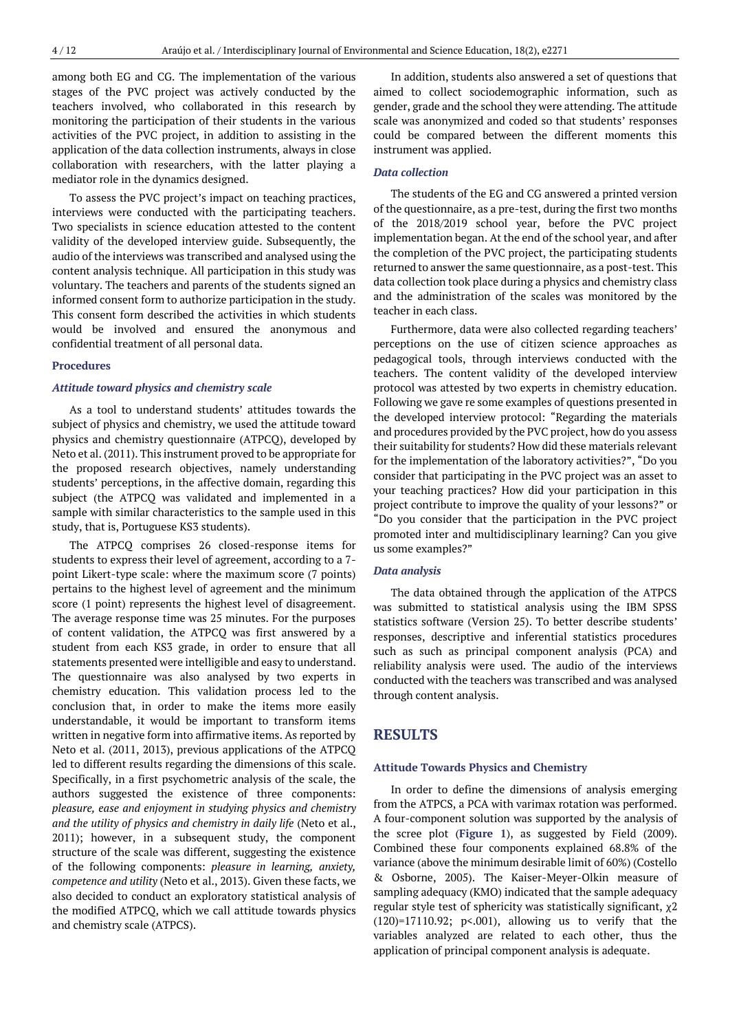among both EG and CG. The implementation of the various stages of the PVC project was actively conducted by the teachers involved, who collaborated in this research by monitoring the participation of their students in the various activities of the PVC project, in addition to assisting in the application of the data collection instruments, always in close collaboration with researchers, with the latter playing a mediator role in the dynamics designed.

To assess the PVC project's impact on teaching practices, interviews were conducted with the participating teachers. Two specialists in science education attested to the content validity of the developed interview guide. Subsequently, the audio of the interviews was transcribed and analysed using the content analysis technique. All participation in this study was voluntary. The teachers and parents of the students signed an informed consent form to authorize participation in the study. This consent form described the activities in which students would be involved and ensured the anonymous and confidential treatment of all personal data.

### Procedures

#### *Attitude toward physics and chemistry scale*

As a tool to understand students' attitudes towards the subject of physics and chemistry, we used the attitude toward physics and chemistry questionnaire (ATPCQ), developed by Neto et al. (2011). This instrument proved to be appropriate for the proposed research objectives, namely understanding students' perceptions, in the affective domain, regarding this subject (the ATPCQ was validated and implemented in a sample with similar characteristics to the sample used in this study, that is, Portuguese KS3 students).

The ATPCQ comprises 26 closed-response items for students to express their level of agreement, according to a 7-point Likert-type scale: where the maximum score (7 points) pertains to the highest level of agreement and the minimum score (1 point) represents the highest level of disagreement. The average response time was 25 minutes. For the purposes of content validation, the ATPCQ was first answered by a student from each KS3 grade, in order to ensure that all statements presented were intelligible and easy to understand. The questionnaire was also analysed by two experts in chemistry education. This validation process led to the conclusion that, in order to make the items more easily understandable, it would be important to transform items written in negative form into affirmative items. As reported by Neto et al. (2011, 2013), previous applications of the ATPCQ led to different results regarding the dimensions of this scale. Specifically, in a first psychometric analysis of the scale, the authors suggested the existence of three components: *pleasure, ease and enjoyment in studying physics and chemistry and the utility of physics and chemistry in daily life* (Neto et al., 2011); however, in a subsequent study, the component structure of the scale was different, suggesting the existence of the following components: *pleasure in learning, anxiety, competence and utility* (Neto et al., 2013). Given these facts, we also decided to conduct an exploratory statistical analysis of the modified ATPCQ, which we call attitude towards physics and chemistry scale (ATPCS).

In addition, students also answered a set of questions that aimed to collect sociodemographic information, such as gender, grade and the school they were attending. The attitude scale was anonymized and coded so that students' responses could be compared between the different moments this instrument was applied.

#### *Data collection*

The students of the EG and CG answered a printed version of the questionnaire, as a pre-test, during the first two months of the 2018/2019 school year, before the PVC project implementation began. At the end of the school year, and after the completion of the PVC project, the participating students returned to answer the same questionnaire, as a post-test. This data collection took place during a physics and chemistry class and the administration of the scales was monitored by the teacher in each class.

Furthermore, data were also collected regarding teachers' perceptions on the use of citizen science approaches as pedagogical tools, through interviews conducted with the teachers. The content validity of the developed interview protocol was attested by two experts in chemistry education. Following we gave re some examples of questions presented in the developed interview protocol: "Regarding the materials and procedures provided by the PVC project, how do you assess their suitability for students? How did these materials relevant for the implementation of the laboratory activities?", "Do you consider that participating in the PVC project was an asset to your teaching practices? How did your participation in this project contribute to improve the quality of your lessons?" or "Do you consider that the participation in the PVC project promoted inter and multidisciplinary learning? Can you give us some examples?"

#### *Data analysis*

The data obtained through the application of the ATPCS was submitted to statistical analysis using the IBM SPSS statistics software (Version 25). To better describe students' responses, descriptive and inferential statistics procedures such as such as principal component analysis (PCA) and reliability analysis were used. The audio of the interviews conducted with the teachers was transcribed and was analysed through content analysis.

## RESULTS

### Attitude Towards Physics and Chemistry

In order to define the dimensions of analysis emerging from the ATPCS, a PCA with varimax rotation was performed. A four-component solution was supported by the analysis of the scree plot (**Figure 1**), as suggested by Field (2009). Combined these four components explained 68.8% of the variance (above the minimum desirable limit of 60%) (Costello & Osborne, 2005). The Kaiser-Meyer-Olkin measure of sampling adequacy (KMO) indicated that the sample adequacy regular style test of sphericity was statistically significant, $\chi2$ (120)=17110.92; $p<.001$), allowing us to verify that the variables analyzed are related to each other, thus the application of principal component analysis is adequate.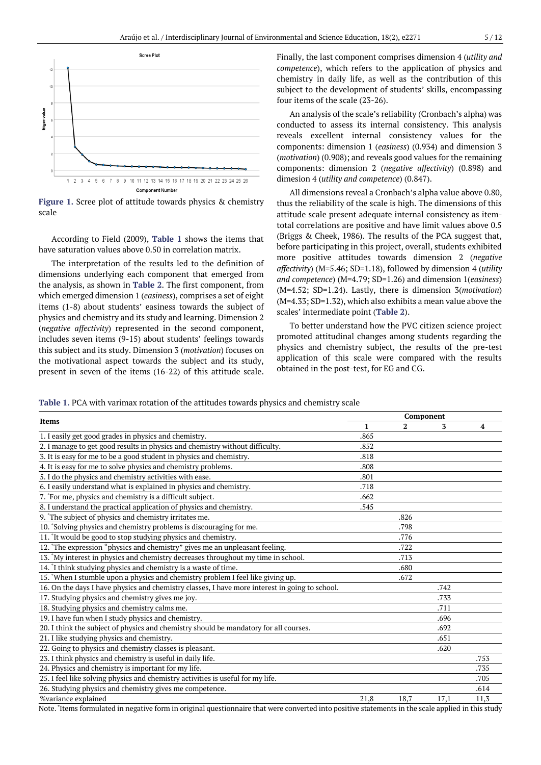Figure 1. Scree plot of attitude towards physics & chemistry scale

According to Field (2009), **Table 1** shows the items that have saturation values above 0.50 in correlation matrix.

The interpretation of the results led to the definition of dimensions underlying each component that emerged from the analysis, as shown in **Table 2**. The first component, from which emerged dimension 1 (*easiness*), comprises a set of eight items (1-8) about students' easiness towards the subject of physics and chemistry and its study and learning. Dimension 2 (*negative affectivity*) represented in the second component, includes seven items (9-15) about students' feelings towards this subject and its study. Dimension 3 (*motivation*) focuses on the motivational aspect towards the subject and its study, present in seven of the items (16-22) of this attitude scale. Finally, the last component comprises dimension 4 (*utility and competence*), which refers to the application of physics and chemistry in daily life, as well as the contribution of this subject to the development of students' skills, encompassing four items of the scale (23-26).

An analysis of the scale's reliability (Cronbach's alpha) was conducted to assess its internal consistency. This analysis reveals excellent internal consistency values for the components: dimension 1 (*easiness*) (0.934) and dimension 3 (*motivation*) (0.908); and reveals good values for the remaining components: dimension 2 (*negative affectivity*) (0.898) and dimesion 4 (*utility and competence*) (0.847).

All dimensions reveal a Cronbach's alpha value above 0.80, thus the reliability of the scale is high. The dimensions of this attitude scale present adequate internal consistency as item-total correlations are positive and have limit values above 0.5 (Briggs & Cheek, 1986). The results of the PCA suggest that, before participating in this project, overall, students exhibited more positive attitudes towards dimension 2 (*negative affectivity*) (M=5.46; SD=1.18), followed by dimension 4 (*utility and competence*) (M=4.79; SD=1.26) and dimension 1(*easiness*) (M=4.52; SD=1.24). Lastly, there is dimension 3(*motivation*) (M=4.33; SD=1.32), which also exhibits a mean value above the scales' intermediate point (**Table 2**).

To better understand how the PVC citizen science project promoted attitudinal changes among students regarding the physics and chemistry subject, the results of the pre-test application of this scale were compared with the results obtained in the post-test, for EG and CG.

**Table 1.** PCA with varimax rotation of the attitudes towards physics and chemistry scale

| Items | Component | | | |
|---|---|---|---|---|
| | 1 | 2 | 3 | 4 |
| 1. I easily get good grades in physics and chemistry. | .865 | | | |
| 2. I manage to get good results in physics and chemistry without difficulty. | .852 | | | |
| 3. It is easy for me to be a good student in physics and chemistry. | .818 | | | |
| 4. It is easy for me to solve physics and chemistry problems. | .808 | | | |
| 5. I do the physics and chemistry activities with ease. | .801 | | | |
| 6. I easily understand what is explained in physics and chemistry. | .718 | | | |
| 7. *For me, physics and chemistry is a difficult subject. | .662 | | | |
| 8. I understand the practical application of physics and chemistry. | .545 | | | |
| 9. *The subject of physics and chemistry irritates me. | | .826 | | |
| 10. *Solving physics and chemistry problems is discouraging for me. | | .798 | | |
| 11. *It would be good to stop studying physics and chemistry. | | .776 | | |
| 12. *The expression "physics and chemistry" gives me an unpleasant feeling. | | .722 | | |
| 13. *My interest in physics and chemistry decreases throughout my time in school. | | .713 | | |
| 14. *I think studying physics and chemistry is a waste of time. | | .680 | | |
| 15. *When I stumble upon a physics and chemistry problem I feel like giving up. | | .672 | | |
| 16. On the days I have physics and chemistry classes, I have more interest in going to school. | | | .742 | |
| 17. Studying physics and chemistry gives me joy. | | | .733 | |
| 18. Studying physics and chemistry calms me. | | | .711 | |
| 19. I have fun when I study physics and chemistry. | | | .696 | |
| 20. I think the subject of physics and chemistry should be mandatory for all courses. | | | .692 | |
| 21. I like studying physics and chemistry. | | | .651 | |
| 22. Going to physics and chemistry classes is pleasant. | | | .620 | |
| 23. I think physics and chemistry is useful in daily life. | | | | .753 |
| 24. Physics and chemistry is important for my life. | | | | .735 |
| 25. I feel like solving physics and chemistry activities is useful for my life. | | | | .705 |
| 26. Studying physics and chemistry gives me competence. | | | | .614 |
| %variance explained | 21,8 | 18,7 | 17,1 | 11,3 |

Note. *Items formulated in negative form in original questionnaire that were converted into positive statements in the scale applied in this study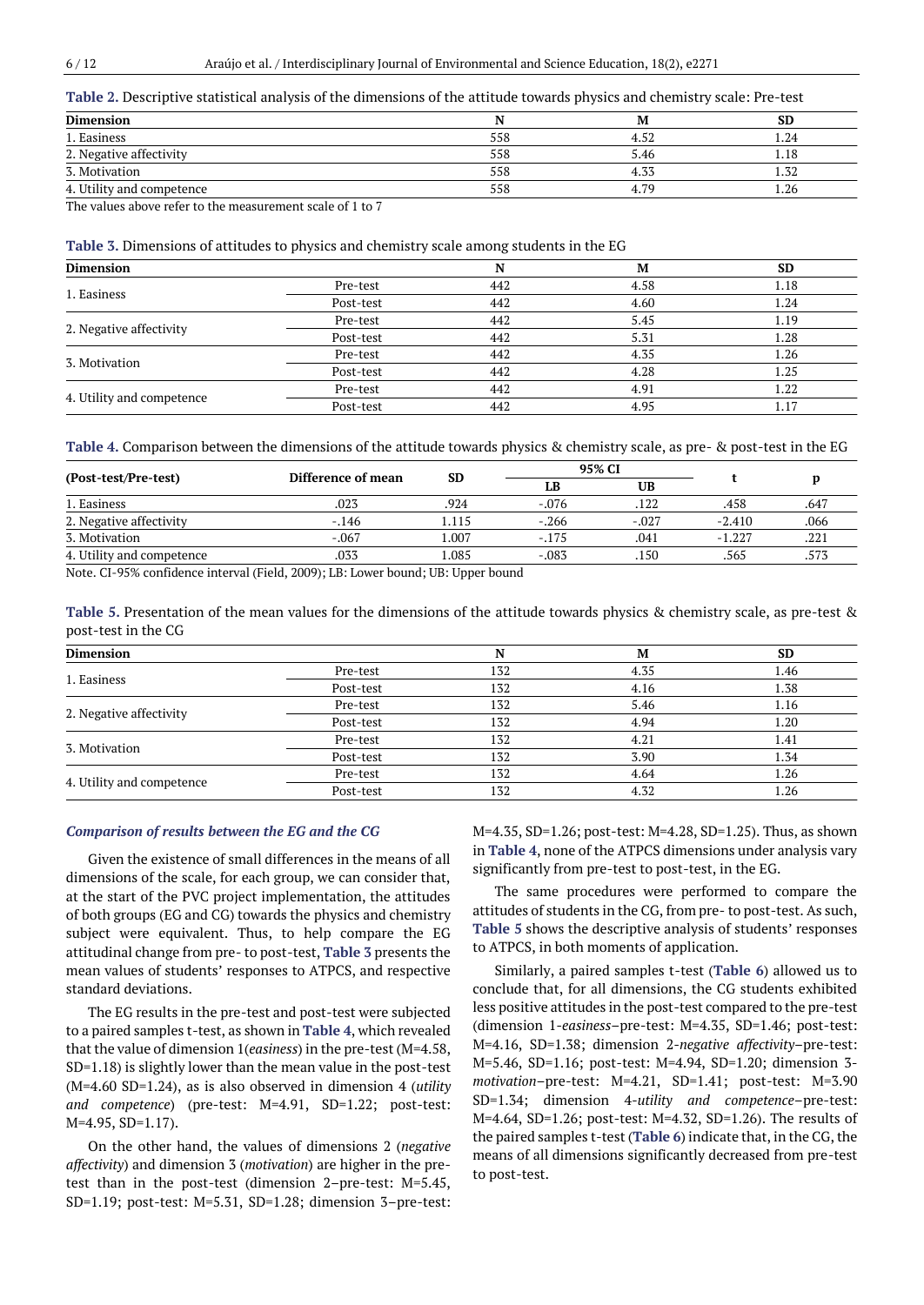**Table 2.** Descriptive statistical analysis of the dimensions of the attitude towards physics and chemistry scale: Pre-test

| Dimension | N | M | SD |
|---|---|---|---|
| 1. Easiness | 558 | 4.52 | 1.24 |
| 2. Negative affectivity | 558 | 5.46 | 1.18 |
| 3. Motivation | 558 | 4.33 | 1.32 |
| 4. Utility and competence | 558 | 4.79 | 1.26 |

The values above refer to the measurement scale of 1 to 7

**Table 3.** Dimensions of attitudes to physics and chemistry scale among students in the EG

| Dimension | | N | M | SD |
|---|---|---|---|---|
| 1. Easiness | Pre-test | 442 | 4.58 | 1.18 |
| | Post-test | 442 | 4.60 | 1.24 |
| 2. Negative affectivity | Pre-test | 442 | 5.45 | 1.19 |
| | Post-test | 442 | 5.31 | 1.28 |
| 3. Motivation | Pre-test | 442 | 4.35 | 1.26 |
| | Post-test | 442 | 4.28 | 1.25 |
| 4. Utility and competence | Pre-test | 442 | 4.91 | 1.22 |
| | Post-test | 442 | 4.95 | 1.17 |

**Table 4.** Comparison between the dimensions of the attitude towards physics & chemistry scale, as pre- & post-test in the EG

| (Post-test/Pre-test) | Difference of mean | SD | 95% CI | | t | p |
|---|---|---|---|---|---|---|
| | | | LB | UB | | |
| 1. Easiness | .023 | .924 | -.076 | .122 | .458 | .647 |
| 2. Negative affectivity | -.146 | 1.115 | -.266 | -.027 | -2.410 | .066 |
| 3. Motivation | -.067 | 1.007 | -.175 | .041 | -1.227 | .221 |
| 4. Utility and competence | .033 | 1.085 | -.083 | .150 | .565 | .573 |

Note. CI-95% confidence interval (Field, 2009); LB: Lower bound; UB: Upper bound

**Table 5.** Presentation of the mean values for the dimensions of the attitude towards physics & chemistry scale, as pre-test & post-test in the CG

| Dimension | | N | M | SD |
|---|---|---|---|---|
| 1. Easiness | Pre-test | 132 | 4.35 | 1.46 |
| | Post-test | 132 | 4.16 | 1.38 |
| 2. Negative affectivity | Pre-test | 132 | 5.46 | 1.16 |
| | Post-test | 132 | 4.94 | 1.20 |
| 3. Motivation | Pre-test | 132 | 4.21 | 1.41 |
| | Post-test | 132 | 3.90 | 1.34 |
| 4. Utility and competence | Pre-test | 132 | 4.64 | 1.26 |
| | Post-test | 132 | 4.32 | 1.26 |

### *Comparison of results between the EG and the CG*

Given the existence of small differences in the means of all dimensions of the scale, for each group, we can consider that, at the start of the PVC project implementation, the attitudes of both groups (EG and CG) towards the physics and chemistry subject were equivalent. Thus, to help compare the EG attitudinal change from pre- to post-test, **Table 3** presents the mean values of students' responses to ATPCS, and respective standard deviations.

The EG results in the pre-test and post-test were subjected to a paired samples t-test, as shown in **Table 4**, which revealed that the value of dimension 1(*easiness*) in the pre-test (M=4.58, SD=1.18) is slightly lower than the mean value in the post-test (M=4.60 SD=1.24), as is also observed in dimension 4 (*utility and competence*) (pre-test: M=4.91, SD=1.22; post-test: M=4.95, SD=1.17).

On the other hand, the values of dimensions 2 (*negative affectivity*) and dimension 3 (*motivation*) are higher in the pre-test than in the post-test (dimension 2–pre-test: M=5.45, SD=1.19; post-test: M=5.31, SD=1.28; dimension 3–pre-test: M=4.35, SD=1.26; post-test: M=4.28, SD=1.25). Thus, as shown in **Table 4**, none of the ATPCS dimensions under analysis vary significantly from pre-test to post-test, in the EG.

The same procedures were performed to compare the attitudes of students in the CG, from pre- to post-test. As such, **Table 5** shows the descriptive analysis of students' responses to ATPCS, in both moments of application.

Similarly, a paired samples t-test (**Table 6**) allowed us to conclude that, for all dimensions, the CG students exhibited less positive attitudes in the post-test compared to the pre-test (dimension 1-*easiness*–pre-test: M=4.35, SD=1.46; post-test: M=4.16, SD=1.38; dimension 2-*negative affectivity*–pre-test: M=5.46, SD=1.16; post-test: M=4.94, SD=1.20; dimension 3-*motivation*–pre-test: M=4.21, SD=1.41; post-test: M=3.90 SD=1.34; dimension 4-*utility and competence*–pre-test: M=4.64, SD=1.26; post-test: M=4.32, SD=1.26). The results of the paired samples t-test (**Table 6**) indicate that, in the CG, the means of all dimensions significantly decreased from pre-test to post-test.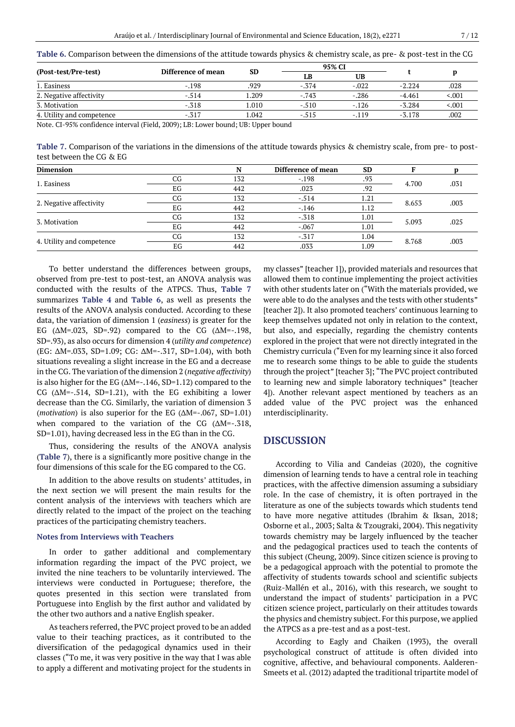**Table 6.** Comparison between the dimensions of the attitude towards physics & chemistry scale, as pre- & post-test in the CG

| (Post-test/Pre-test) | Difference of mean | SD | 95% CI | | t | p |
|---|---|---|---|---|---|---|
| | | | LB | UB | | |
| 1. Easiness | -.198 | .929 | -.374 | -.022 | -2.224 | .028 |
| 2. Negative affectivity | -.514 | 1.209 | -.743 | -.286 | -4.461 | <.001 |
| 3. Motivation | -.318 | 1.010 | -.510 | -.126 | -3.284 | <.001 |
| 4. Utility and competence | -.317 | 1.042 | -.515 | -.119 | -3.178 | .002 |

Note. CI-95% confidence interval (Field, 2009); LB: Lower bound; UB: Upper bound

**Table 7.** Comparison of the variations in the dimensions of the attitude towards physics & chemistry scale, from pre- to post-test between the CG & EG

| Dimension | | N | Difference of mean | SD | F | p |
|---|---|---|---|---|---|---|
| 1. Easiness | CG | 132 | -.198 | .93 | 4.700 | .031 |
| | EG | 442 | .023 | .92 | | |
| 2. Negative affectivity | CG | 132 | -.514 | 1.21 | 8.653 | .003 |
| | EG | 442 | -.146 | 1.12 | | |
| 3. Motivation | CG | 132 | -.318 | 1.01 | 5.093 | .025 |
| | EG | 442 | -.067 | 1.01 | | |
| 4. Utility and competence | CG | 132 | -.317 | 1.04 | 8.768 | .003 |
| | EG | 442 | .033 | 1.09 | | |

To better understand the differences between groups, observed from pre-test to post-test, an ANOVA analysis was conducted with the results of the ATPCS. Thus, **Table 7** summarizes **Table 4** and **Table 6**, as well as presents the results of the ANOVA analysis conducted. According to these data, the variation of dimension 1 (*easiness*) is greater for the EG ($\Delta M$=.023, SD=.92) compared to the CG ($\Delta M$=-.198, SD=.93), as also occurs for dimension 4 (*utility and competence*) (EG: $\Delta M$=.033, SD=1.09; CG: $\Delta M$=-.317, SD=1.04), with both situations revealing a slight increase in the EG and a decrease in the CG. The variation of the dimension 2 (*negative affectivity*) is also higher for the EG ($\Delta M$=-.146, SD=1.12) compared to the CG ($\Delta M$=-.514, SD=1.21), with the EG exhibiting a lower decrease than the CG. Similarly, the variation of dimension 3 (*motivation*) is also superior for the EG ($\Delta M$=-.067, SD=1.01) when compared to the variation of the CG ($\Delta M$=-.318, SD=1.01), having decreased less in the EG than in the CG.

Thus, considering the results of the ANOVA analysis (**Table 7**), there is a significantly more positive change in the four dimensions of this scale for the EG compared to the CG.

In addition to the above results on students' attitudes, in the next section we will present the main results for the content analysis of the interviews with teachers which are directly related to the impact of the project on the teaching practices of the participating chemistry teachers.

### Notes from Interviews with Teachers

In order to gather additional and complementary information regarding the impact of the PVC project, we invited the nine teachers to be voluntarily interviewed. The interviews were conducted in Portuguese; therefore, the quotes presented in this section were translated from Portuguese into English by the first author and validated by the other two authors and a native English speaker.

As teachers referred, the PVC project proved to be an added value to their teaching practices, as it contributed to the diversification of the pedagogical dynamics used in their classes ("To me, it was very positive in the way that I was able to apply a different and motivating project for the students in my classes" [teacher 1]), provided materials and resources that allowed them to continue implementing the project activities with other students later on ("With the materials provided, we were able to do the analyses and the tests with other students" [teacher 2]). It also promoted teachers' continuous learning to keep themselves updated not only in relation to the context, but also, and especially, regarding the chemistry contents explored in the project that were not directly integrated in the Chemistry curricula ("Even for my learning since it also forced me to research some things to be able to guide the students through the project" [teacher 3]; "The PVC project contributed to learning new and simple laboratory techniques" [teacher 4]). Another relevant aspect mentioned by teachers as an added value of the PVC project was the enhanced ınterdisciplinarity.

## DISCUSSION

According to Vilia and Candeias (2020), the cognitive dimension of learning tends to have a central role in teaching practices, with the affective dimension assuming a subsidiary role. In the case of chemistry, it is often portrayed in the literature as one of the subjects towards which students tend to have more negative attitudes (Ibrahim & Iksan, 2018; Osborne et al., 2003; Salta & Tzougraki, 2004). This negativity towards chemistry may be largely influenced by the teacher and the pedagogical practices used to teach the contents of this subject (Cheung, 2009). Since citizen science is proving to be a pedagogical approach with the potential to promote the affectivity of students towards school and scientific subjects (Ruiz-Mallén et al., 2016), with this research, we sought to understand the impact of students' participation in a PVC citizen science project, particularly on their attitudes towards the physics and chemistry subject. For this purpose, we applied the ATPCS as a pre-test and as a post-test.

According to Eagly and Chaiken (1993), the overall psychological construct of attitude is often divided into cognitive, affective, and behavioural components. Aalderen-Smeets et al. (2012) adapted the traditional tripartite model of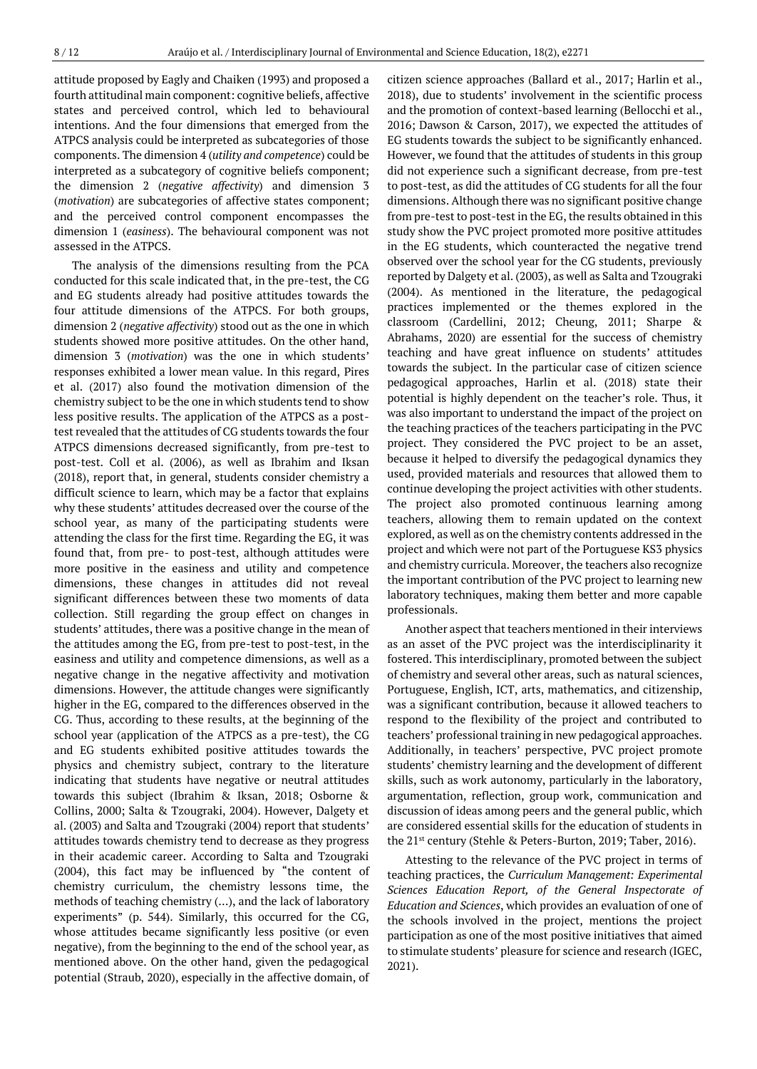attitude proposed by Eagly and Chaiken (1993) and proposed a fourth attitudinal main component: cognitive beliefs, affective states and perceived control, which led to behavioural intentions. And the four dimensions that emerged from the ATPCS analysis could be interpreted as subcategories of those components. The dimension 4 (*utility and competence*) could be interpreted as a subcategory of cognitive beliefs component; the dimension 2 (*negative affectivity*) and dimension 3 (*motivation*) are subcategories of affective states component; and the perceived control component encompasses the dimension 1 (*easiness*). The behavioural component was not assessed in the ATPCS.

The analysis of the dimensions resulting from the PCA conducted for this scale indicated that, in the pre-test, the CG and EG students already had positive attitudes towards the four attitude dimensions of the ATPCS. For both groups, dimension 2 (*negative affectivity*) stood out as the one in which students showed more positive attitudes. On the other hand, dimension 3 (*motivation*) was the one in which students' responses exhibited a lower mean value. In this regard, Pires et al. (2017) also found the motivation dimension of the chemistry subject to be the one in which students tend to show less positive results. The application of the ATPCS as a post-test revealed that the attitudes of CG students towards the four ATPCS dimensions decreased significantly, from pre-test to post-test. Coll et al. (2006), as well as Ibrahim and Iksan (2018), report that, in general, students consider chemistry a difficult science to learn, which may be a factor that explains why these students' attitudes decreased over the course of the school year, as many of the participating students were attending the class for the first time. Regarding the EG, it was found that, from pre- to post-test, although attitudes were more positive in the easiness and utility and competence dimensions, these changes in attitudes did not reveal significant differences between these two moments of data collection. Still regarding the group effect on changes in students' attitudes, there was a positive change in the mean of the attitudes among the EG, from pre-test to post-test, in the easiness and utility and competence dimensions, as well as a negative change in the negative affectivity and motivation dimensions. However, the attitude changes were significantly higher in the EG, compared to the differences observed in the CG. Thus, according to these results, at the beginning of the school year (application of the ATPCS as a pre-test), the CG and EG students exhibited positive attitudes towards the physics and chemistry subject, contrary to the literature indicating that students have negative or neutral attitudes towards this subject (Ibrahim & Iksan, 2018; Osborne & Collins, 2000; Salta & Tzougraki, 2004). However, Dalgety et al. (2003) and Salta and Tzougraki (2004) report that students' attitudes towards chemistry tend to decrease as they progress in their academic career. According to Salta and Tzougraki (2004), this fact may be influenced by "the content of chemistry curriculum, the chemistry lessons time, the methods of teaching chemistry (...), and the lack of laboratory experiments" (p. 544). Similarly, this occurred for the CG, whose attitudes became significantly less positive (or even negative), from the beginning to the end of the school year, as mentioned above. On the other hand, given the pedagogical potential (Straub, 2020), especially in the affective domain, of citizen science approaches (Ballard et al., 2017; Harlin et al., 2018), due to students' involvement in the scientific process and the promotion of context-based learning (Bellocchi et al., 2016; Dawson & Carson, 2017), we expected the attitudes of EG students towards the subject to be significantly enhanced. However, we found that the attitudes of students in this group did not experience such a significant decrease, from pre-test to post-test, as did the attitudes of CG students for all the four dimensions. Although there was no significant positive change from pre-test to post-test in the EG, the results obtained in this study show the PVC project promoted more positive attitudes in the EG students, which counteracted the negative trend observed over the school year for the CG students, previously reported by Dalgety et al. (2003), as well as Salta and Tzougraki (2004). As mentioned in the literature, the pedagogical practices implemented or the themes explored in the classroom (Cardellini, 2012; Cheung, 2011; Sharpe & Abrahams, 2020) are essential for the success of chemistry teaching and have great influence on students' attitudes towards the subject. In the particular case of citizen science pedagogical approaches, Harlin et al. (2018) state their potential is highly dependent on the teacher's role. Thus, it was also important to understand the impact of the project on the teaching practices of the teachers participating in the PVC project. They considered the PVC project to be an asset, because it helped to diversify the pedagogical dynamics they used, provided materials and resources that allowed them to continue developing the project activities with other students. The project also promoted continuous learning among teachers, allowing them to remain updated on the context explored, as well as on the chemistry contents addressed in the project and which were not part of the Portuguese KS3 physics and chemistry curricula. Moreover, the teachers also recognize the important contribution of the PVC project to learning new laboratory techniques, making them better and more capable professionals.

Another aspect that teachers mentioned in their interviews as an asset of the PVC project was the interdisciplinarity it fostered. This interdisciplinary, promoted between the subject of chemistry and several other areas, such as natural sciences, Portuguese, English, ICT, arts, mathematics, and citizenship, was a significant contribution, because it allowed teachers to respond to the flexibility of the project and contributed to teachers' professional training in new pedagogical approaches. Additionally, in teachers' perspective, PVC project promote students' chemistry learning and the development of different skills, such as work autonomy, particularly in the laboratory, argumentation, reflection, group work, communication and discussion of ideas among peers and the general public, which are considered essential skills for the education of students in the 21st century (Stehle & Peters-Burton, 2019; Taber, 2016).

Attesting to the relevance of the PVC project in terms of teaching practices, the *Curriculum Management: Experimental Sciences Education Report, of the General Inspectorate of Education and Sciences*, which provides an evaluation of one of the schools involved in the project, mentions the project participation as one of the most positive initiatives that aimed to stimulate students' pleasure for science and research (IGEC, 2021).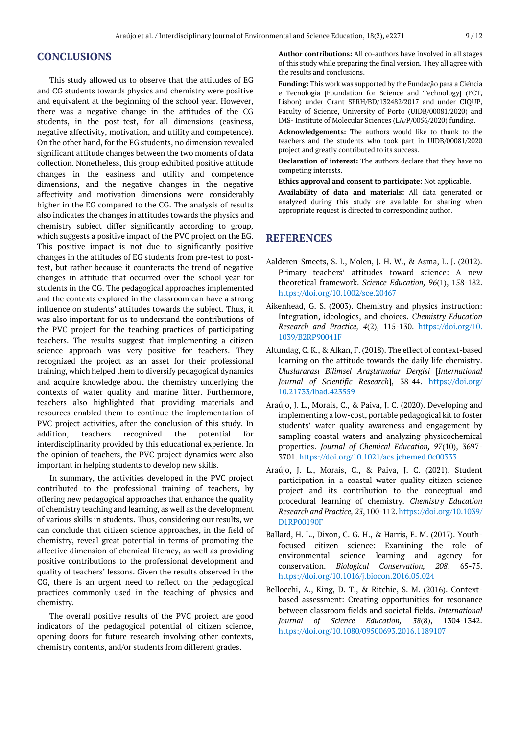## CONCLUSIONS

This study allowed us to observe that the attitudes of EG and CG students towards physics and chemistry were positive and equivalent at the beginning of the school year. However, there was a negative change in the attitudes of the CG students, in the post-test, for all dimensions (easiness, negative affectivity, motivation, and utility and competence). On the other hand, for the EG students, no dimension revealed significant attitude changes between the two moments of data collection. Nonetheless, this group exhibited positive attitude changes in the easiness and utility and competence dimensions, and the negative changes in the negative affectivity and motivation dimensions were considerably higher in the EG compared to the CG. The analysis of results also indicates the changes in attitudes towards the physics and chemistry subject differ significantly according to group, which suggests a positive impact of the PVC project on the EG. This positive impact is not due to significantly positive changes in the attitudes of EG students from pre-test to post-test, but rather because it counteracts the trend of negative changes in attitude that occurred over the school year for students in the CG. The pedagogical approaches implemented and the contexts explored in the classroom can have a strong influence on students' attitudes towards the subject. Thus, it was also important for us to understand the contributions of the PVC project for the teaching practices of participating teachers. The results suggest that implementing a citizen science approach was very positive for teachers. They recognized the project as an asset for their professional training, which helped them to diversify pedagogical dynamics and acquire knowledge about the chemistry underlying the contexts of water quality and marine litter. Furthermore, teachers also highlighted that providing materials and resources enabled them to continue the implementation of PVC project activities, after the conclusion of this study. In addition, teachers recognized the potential for interdisciplinarity provided by this educational experience. In the opinion of teachers, the PVC project dynamics were also important in helping students to develop new skills.

In summary, the activities developed in the PVC project contributed to the professional training of teachers, by offering new pedagogical approaches that enhance the quality of chemistry teaching and learning, as well as the development of various skills in students. Thus, considering our results, we can conclude that citizen science approaches, in the field of chemistry, reveal great potential in terms of promoting the affective dimension of chemical literacy, as well as providing positive contributions to the professional development and quality of teachers' lessons. Given the results observed in the CG, there is an urgent need to reflect on the pedagogical practices commonly used in the teaching of physics and chemistry.

The overall positive results of the PVC project are good indicators of the pedagogical potential of citizen science, opening doors for future research involving other contexts, chemistry contents, and/or students from different grades.

**Author contributions:** All co-authors have involved in all stages of this study while preparing the final version. They all agree with the results and conclusions.

**Funding:** This work was supported by the Fundação para a Ciência e Tecnologia [Foundation for Science and Technology] (FCT, Lisbon) under Grant SFRH/BD/132482/2017 and under CIQUP, Faculty of Science, University of Porto (UIDB/00081/2020) and IMS- Institute of Molecular Sciences (LA/P/0056/2020) funding.

**Acknowledgements:** The authors would like to thank to the teachers and the students who took part in UIDB/00081/2020 project and greatly contributed to its success.

**Declaration of interest:** The authors declare that they have no competing interests.

**Ethics approval and consent to participate:** Not applicable.

**Availability of data and materials:** All data generated or analyzed during this study are available for sharing when appropriate request is directed to corresponding author.

## REFERENCES

Aalderen-Smeets, S. I., Molen, J. H. W., & Asma, L. J. (2012). Primary teachers' attitudes toward science: A new theoretical framework. *Science Education, 96*(1), 158-182. https://doi.org/10.1002/sce.20467

Aikenhead, G. S. (2003). Chemistry and physics instruction: Integration, ideologies, and choices. *Chemistry Education Research and Practice, 4*(2), 115-130. https://doi.org/10.1039/B2RP90041F

Altundag, C. K., & Alkan, F. (2018). The effect of context-based learning on the attitude towards the daily life chemistry. *Uluslararası Bilimsel Araştırmalar Dergisi* [*International Journal of Scientific Research*], 38-44. https://doi.org/10.21733/ibad.423559

Araújo, J. L., Morais, C., & Paiva, J. C. (2020). Developing and implementing a low-cost, portable pedagogical kit to foster students' water quality awareness and engagement by sampling coastal waters and analyzing physicochemical properties. *Journal of Chemical Education, 97*(10), 3697-3701. https://doi.org/10.1021/acs.jchemed.0c00333

Araújo, J. L., Morais, C., & Paiva, J. C. (2021). Student participation in a coastal water quality citizen science project and its contribution to the conceptual and procedural learning of chemistry. *Chemistry Education Research and Practice, 23*, 100-112. https://doi.org/10.1039/D1RP00190F

Ballard, H. L., Dixon, C. G. H., & Harris, E. M. (2017). Youth-focused citizen science: Examining the role of environmental science learning and agency for conservation. *Biological Conservation, 208*, 65-75. https://doi.org/10.1016/j.biocon.2016.05.024

Bellocchi, A., King, D. T., & Ritchie, S. M. (2016). Context-based assessment: Creating opportunities for resonance between classroom fields and societal fields. *International Journal of Science Education, 38*(8), 1304-1342. https://doi.org/10.1080/09500693.2016.1189107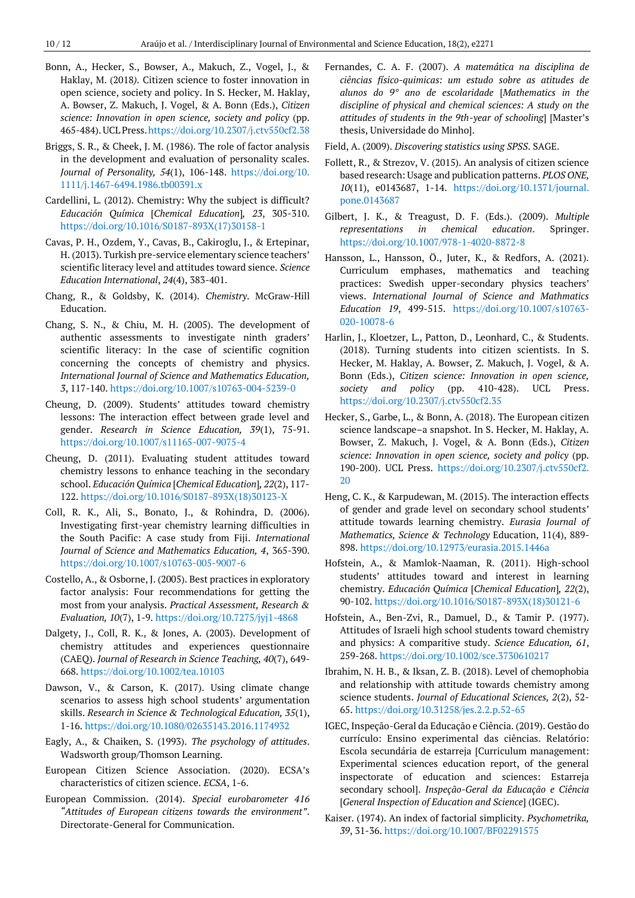Bonn, A., Hecker, S., Bowser, A., Makuch, Z., Vogel, J., & Haklay, M. (2018). Citizen science to foster innovation in open science, society and policy. In S. Hecker, M. Haklay, A. Bowser, Z. Makuch, J. Vogel, & A. Bonn (Eds.), *Citizen science: Innovation in open science, society and policy* (pp. 465-484). UCL Press. https://doi.org/10.2307/j.ctv550cf2.38

Briggs, S. R., & Cheek, J. M. (1986). The role of factor analysis in the development and evaluation of personality scales. *Journal of Personality, 54*(1), 106-148. https://doi.org/10.1111/j.1467-6494.1986.tb00391.x

Cardellini, L. (2012). Chemistry: Why the subject is difficult? *Educación Química* [*Chemical Education*]*, 23*, 305-310. https://doi.org/10.1016/S0187-893X(17)30158-1

Cavas, P. H., Ozdem, Y., Cavas, B., Cakiroglu, J., & Ertepinar, H. (2013). Turkish pre-service elementary science teachers' scientific literacy level and attitudes toward sience. *Science Education International*, *24*(4), 383-401.

Chang, R., & Goldsby, K. (2014). *Chemistry*. McGraw-Hill Education.

Chang, S. N., & Chiu, M. H. (2005). The development of authentic assessments to investigate ninth graders' scientific literacy: In the case of scientific cognition concerning the concepts of chemistry and physics. *International Journal of Science and Mathematics Education, 3*, 117-140. https://doi.org/10.1007/s10763-004-5239-0

Cheung, D. (2009). Students' attitudes toward chemistry lessons: The interaction effect between grade level and gender. *Research in Science Education, 39*(1), 75-91. https://doi.org/10.1007/s11165-007-9075-4

Cheung, D. (2011). Evaluating student attitudes toward chemistry lessons to enhance teaching in the secondary school. *Educación Química* [*Chemical Education*]*, 22*(2), 117-122. https://doi.org/10.1016/S0187-893X(18)30123-X

Coll, R. K., Ali, S., Bonato, J., & Rohindra, D. (2006). Investigating first-year chemistry learning difficulties in the South Pacific: A case study from Fiji. *International Journal of Science and Mathematics Education, 4*, 365-390. https://doi.org/10.1007/s10763-005-9007-6

Costello, A., & Osborne, J. (2005). Best practices in exploratory factor analysis: Four recommendations for getting the most from your analysis. *Practical Assessment, Research & Evaluation, 10*(7), 1-9. https://doi.org/10.7275/jyj1-4868

Dalgety, J., Coll, R. K., & Jones, A. (2003). Development of chemistry attitudes and experiences questionnaire (CAEQ). *Journal of Research in Science Teaching, 40*(7), 649-668. https://doi.org/10.1002/tea.10103

Dawson, V., & Carson, K. (2017). Using climate change scenarios to assess high school students' argumentation skills. *Research in Science & Technological Education, 35*(1), 1-16. https://doi.org/10.1080/02635143.2016.1174932

Eagly, A., & Chaiken, S. (1993). *The psychology of attitudes*. Wadsworth group/Thomson Learning.

European Citizen Science Association. (2020). ECSA's characteristics of citizen science. *ECSA*, 1-6.

European Commission. (2014). *Special eurobarometer 416 "Attitudes of European citizens towards the environment"*. Directorate-General for Communication.

Fernandes, C. A. F. (2007). *A matemática na disciplina de ciências físico-quimicas: um estudo sobre as atitudes de alunos do 9° ano de escolaridade* [*Mathematics in the discipline of physical and chemical sciences: A study on the attitudes of students in the 9th-year of schooling*] [Master's thesis, Universidade do Minho].

Field, A. (2009). *Discovering statistics using SPSS*. SAGE.

Follett, R., & Strezov, V. (2015). An analysis of citizen science based research: Usage and publication patterns. *PLOS ONE, 10*(11), e0143687, 1-14. https://doi.org/10.1371/journal.pone.0143687

Gilbert, J. K., & Treagust, D. F. (Eds.). (2009). *Multiple representations in chemical education*. Springer. https://doi.org/10.1007/978-1-4020-8872-8

Hansson, L., Hansson, Ö., Juter, K., & Redfors, A. (2021). Curriculum emphases, mathematics and teaching practices: Swedish upper-secondary physics teachers' views. *International Journal of Science and Mathmatics Education 19*, 499-515. https://doi.org/10.1007/s10763-020-10078-6

Harlin, J., Kloetzer, L., Patton, D., Leonhard, C., & Students. (2018). Turning students into citizen scientists. In S. Hecker, M. Haklay, A. Bowser, Z. Makuch, J. Vogel, & A. Bonn (Eds.), *Citizen science: Innovation in open science, society and policy* (pp. 410-428). UCL Press. https://doi.org/10.2307/j.ctv550cf2.35

Hecker, S., Garbe, L., & Bonn, A. (2018). The European citizen science landscape–a snapshot. In S. Hecker, M. Haklay, A. Bowser, Z. Makuch, J. Vogel, & A. Bonn (Eds.), *Citizen science: Innovation in open science, society and policy* (pp. 190-200). UCL Press. https://doi.org/10.2307/j.ctv550cf2.20

Heng, C. K., & Karpudewan, M. (2015). The interaction effects of gender and grade level on secondary school students' attitude towards learning chemistry. *Eurasia Journal of Mathematics, Science & Technology* Education, 11(4), 889-898. https://doi.org/10.12973/eurasia.2015.1446a

Hofstein, A., & Mamlok-Naaman, R. (2011). High-school students' attitudes toward and interest in learning chemistry. *Educación Química* [*Chemical Education*]*, 22*(2), 90-102. https://doi.org/10.1016/S0187-893X(18)30121-6

Hofstein, A., Ben-Zvi, R., Damuel, D., & Tamir P. (1977). Attitudes of Israeli high school students toward chemistry and physics: A comparitive study. *Science Education, 61*, 259-268. https://doi.org/10.1002/sce.3730610217

Ibrahim, N. H. B., & Iksan, Z. B. (2018). Level of chemophobia and relationship with attitude towards chemistry among science students. *Journal of Educational Sciences, 2*(2), 52-65. https://doi.org/10.31258/jes.2.2.p.52-65

IGEC, Inspeção-Geral da Educação e Ciência. (2019). Gestão do currículo: Ensino experimental das ciências. Relatório: Escola secundária de estarreja [Curriculum management: Experimental sciences education report, of the general inspectorate of education and sciences: Estarreja secondary school]. *Inspeção-Geral da Educação e Ciência* [*General Inspection of Education and Science*] (IGEC).

Kaiser. (1974). An index of factorial simplicity. *Psychometrika, 39*, 31-36. https://doi.org/10.1007/BF02291575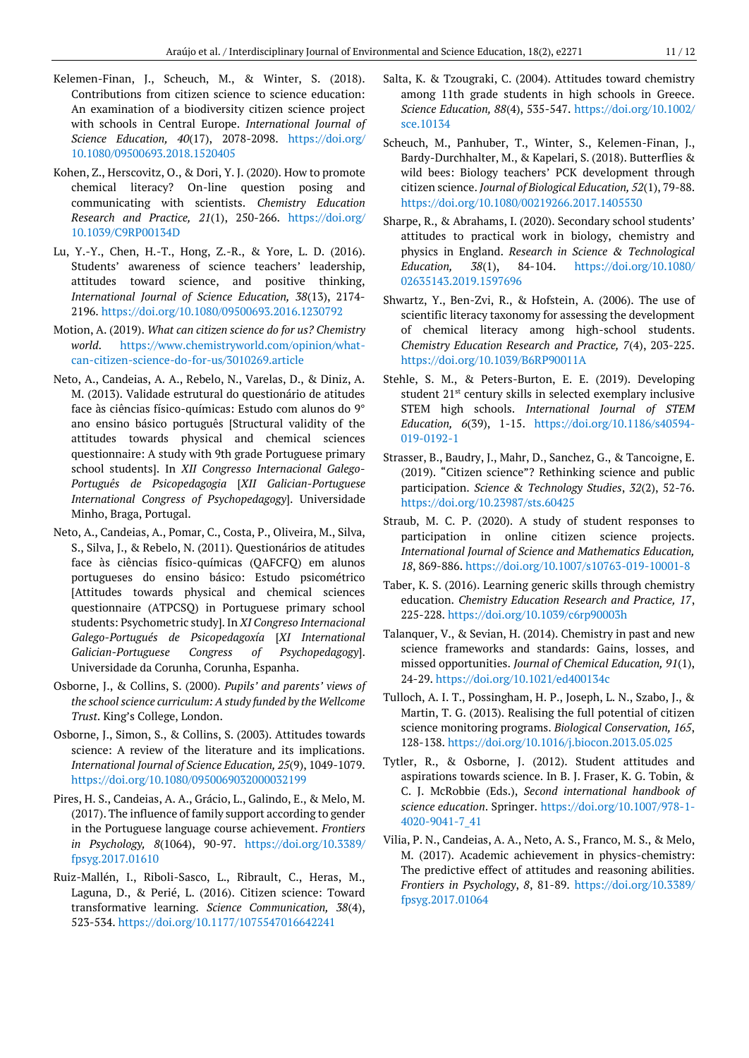Kelemen-Finan, J., Scheuch, M., & Winter, S. (2018). Contributions from citizen science to science education: An examination of a biodiversity citizen science project with schools in Central Europe. *International Journal of Science Education, 40*(17), 2078-2098. https://doi.org/10.1080/09500693.2018.1520405

Kohen, Z., Herscovitz, O., & Dori, Y. J. (2020). How to promote chemical literacy? On-line question posing and communicating with scientists. *Chemistry Education Research and Practice, 21*(1), 250-266. https://doi.org/10.1039/C9RP00134D

Lu, Y.-Y., Chen, H.-T., Hong, Z.-R., & Yore, L. D. (2016). Students' awareness of science teachers' leadership, attitudes toward science, and positive thinking, *International Journal of Science Education, 38*(13), 2174-2196. https://doi.org/10.1080/09500693.2016.1230792

Motion, A. (2019). *What can citizen science do for us? Chemistry world*. https://www.chemistryworld.com/opinion/what-can-citizen-science-do-for-us/3010269.article

Neto, A., Candeias, A. A., Rebelo, N., Varelas, D., & Diniz, A. M. (2013). Validade estrutural do questionário de atitudes face às ciências físico-químicas: Estudo com alunos do 9° ano ensino básico português [Structural validity of the attitudes towards physical and chemical sciences questionnaire: A study with 9th grade Portuguese primary school students]. In *XII Congresso Internacional Galego-Português de Psicopedagogia* [*XII Galician-Portuguese International Congress of Psychopedagogy*]. Universidade Minho, Braga, Portugal.

Neto, A., Candeias, A., Pomar, C., Costa, P., Oliveira, M., Silva, S., Silva, J., & Rebelo, N. (2011). Questionários de atitudes face às ciências físico-químicas (QAFCFQ) em alunos portugueses do ensino básico: Estudo psicométrico [Attitudes towards physical and chemical sciences questionnaire (ATPCSQ) in Portuguese primary school students: Psychometric study]. In *XI Congreso Internacional Galego-Portugués de Psicopedagoxía* [*XI International Galician-Portuguese Congress of Psychopedagogy*]. Universidade da Corunha, Corunha, Espanha.

Osborne, J., & Collins, S. (2000). *Pupils' and parents' views of the school science curriculum: A study funded by the Wellcome Trust*. King's College, London.

Osborne, J., Simon, S., & Collins, S. (2003). Attitudes towards science: A review of the literature and its implications. *International Journal of Science Education, 25*(9), 1049-1079. https://doi.org/10.1080/0950069032000032199

Pires, H. S., Candeias, A. A., Grácio, L., Galindo, E., & Melo, M. (2017). The influence of family support according to gender in the Portuguese language course achievement. *Frontiers in Psychology, 8*(1064), 90-97. https://doi.org/10.3389/fpsyg.2017.01610

Ruiz-Mallén, I., Riboli-Sasco, L., Ribrault, C., Heras, M., Laguna, D., & Perié, L. (2016). Citizen science: Toward transformative learning. *Science Communication, 38*(4), 523-534. https://doi.org/10.1177/1075547016642241

Salta, K. & Tzougraki, C. (2004). Attitudes toward chemistry among 11th grade students in high schools in Greece. *Science Education, 88*(4), 535-547. https://doi.org/10.1002/sce.10134

Scheuch, M., Panhuber, T., Winter, S., Kelemen-Finan, J., Bardy-Durchhalter, M., & Kapelari, S. (2018). Butterflies & wild bees: Biology teachers' PCK development through citizen science. *Journal of Biological Education, 52*(1), 79-88. https://doi.org/10.1080/00219266.2017.1405530

Sharpe, R., & Abrahams, I. (2020). Secondary school students' attitudes to practical work in biology, chemistry and physics in England. *Research in Science & Technological Education, 38*(1), 84-104. https://doi.org/10.1080/02635143.2019.1597696

Shwartz, Y., Ben-Zvi, R., & Hofstein, A. (2006). The use of scientific literacy taxonomy for assessing the development of chemical literacy among high-school students. *Chemistry Education Research and Practice, 7*(4), 203-225. https://doi.org/10.1039/B6RP90011A

Stehle, S. M., & Peters-Burton, E. E. (2019). Developing student 21st century skills in selected exemplary inclusive STEM high schools. *International Journal of STEM Education, 6*(39), 1-15. https://doi.org/10.1186/s40594-019-0192-1

Strasser, B., Baudry, J., Mahr, D., Sanchez, G., & Tancoigne, E. (2019). "Citizen science"? Rethinking science and public participation. *Science & Technology Studies*, *32*(2), 52-76. https://doi.org/10.23987/sts.60425

Straub, M. C. P. (2020). A study of student responses to participation in online citizen science projects. *International Journal of Science and Mathematics Education, 18*, 869-886. https://doi.org/10.1007/s10763-019-10001-8

Taber, K. S. (2016). Learning generic skills through chemistry education. *Chemistry Education Research and Practice, 17*, 225-228. https://doi.org/10.1039/c6rp90003h

Talanquer, V., & Sevian, H. (2014). Chemistry in past and new science frameworks and standards: Gains, losses, and missed opportunities. *Journal of Chemical Education, 91*(1), 24-29. https://doi.org/10.1021/ed400134c

Tulloch, A. I. T., Possingham, H. P., Joseph, L. N., Szabo, J., & Martin, T. G. (2013). Realising the full potential of citizen science monitoring programs. *Biological Conservation, 165*, 128-138. https://doi.org/10.1016/j.biocon.2013.05.025

Tytler, R., & Osborne, J. (2012). Student attitudes and aspirations towards science. In B. J. Fraser, K. G. Tobin, & C. J. McRobbie (Eds.), *Second international handbook of science education*. Springer. https://doi.org/10.1007/978-1-4020-9041-7_41

Vilia, P. N., Candeias, A. A., Neto, A. S., Franco, M. S., & Melo, M. (2017). Academic achievement in physics-chemistry: The predictive effect of attitudes and reasoning abilities. *Frontiers in Psychology*, *8*, 81-89. https://doi.org/10.3389/fpsyg.2017.01064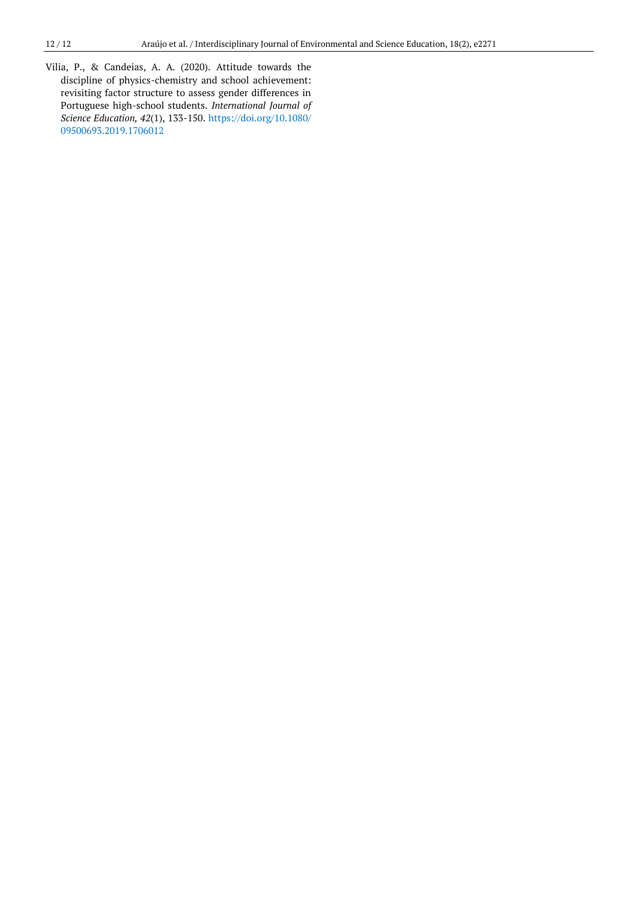Vilia, P., & Candeias, A. A. (2020). Attitude towards the discipline of physics-chemistry and school achievement: revisiting factor structure to assess gender differences in Portuguese high-school students. *International Journal of Science Education, 42*(1), 133-150. https://doi.org/10.1080/09500693.2019.1706012